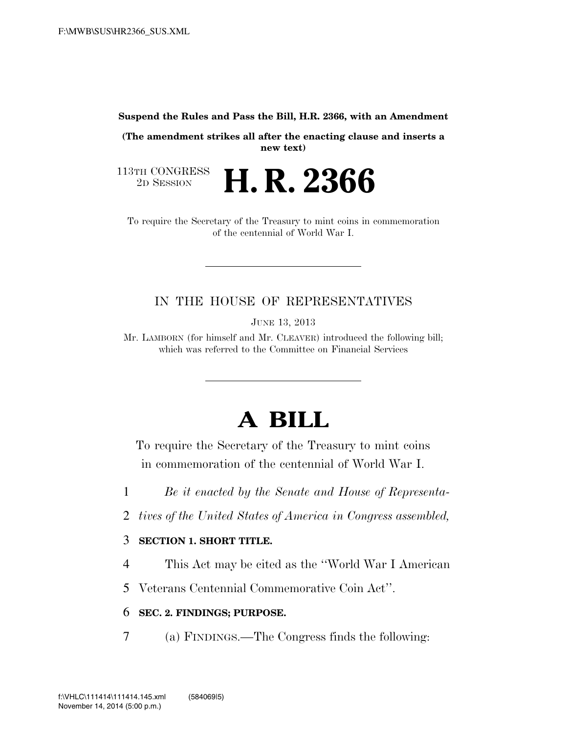**Suspend the Rules and Pass the Bill, H.R. 2366, with an Amendment**

**(The amendment strikes all after the enacting clause and inserts a new text)**

113TH CONGRESS
2D SESSION

# H. R. 2366

To require the Secretary of the Treasury to mint coins in commemoration of the centennial of World War I.

IN THE HOUSE OF REPRESENTATIVES

JUNE 13, 2013

Mr. LAMBORN (for himself and Mr. CLEAVER) introduced the following bill; which was referred to the Committee on Financial Services

# A BILL

To require the Secretary of the Treasury to mint coins in commemoration of the centennial of World War I.

1 *Be it enacted by the Senate and House of Representa-*
2 *tives of the United States of America in Congress assembled,*

3 **SECTION 1. SHORT TITLE.**

4 This Act may be cited as the ''World War I American
5 Veterans Centennial Commemorative Coin Act''.

6 **SEC. 2. FINDINGS; PURPOSE.**

7 (a) FINDINGS.—The Congress finds the following: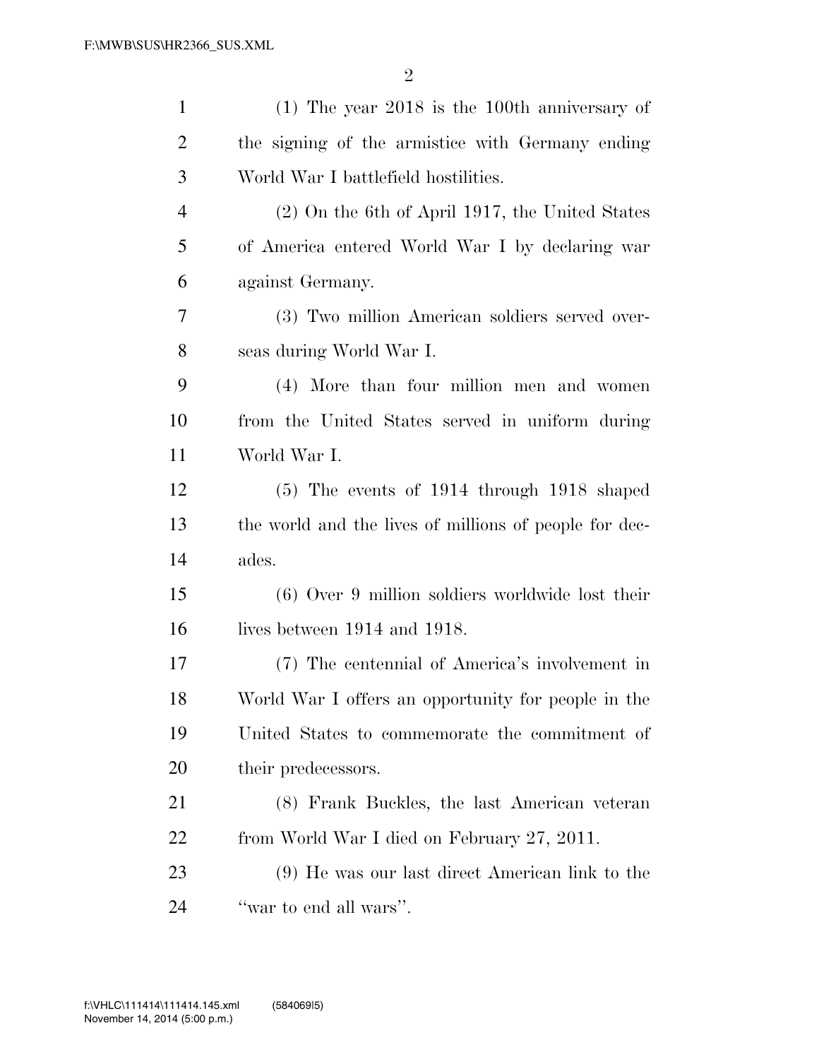(1) The year 2018 is the 100th anniversary of the signing of the armistice with Germany ending World War I battlefield hostilities.

(2) On the 6th of April 1917, the United States of America entered World War I by declaring war against Germany.

(3) Two million American soldiers served overseas during World War I.

(4) More than four million men and women from the United States served in uniform during World War I.

(5) The events of 1914 through 1918 shaped the world and the lives of millions of people for decades.

(6) Over 9 million soldiers worldwide lost their lives between 1914 and 1918.

(7) The centennial of America's involvement in World War I offers an opportunity for people in the United States to commemorate the commitment of their predecessors.

(8) Frank Buckles, the last American veteran from World War I died on February 27, 2011.

(9) He was our last direct American link to the ''war to end all wars''.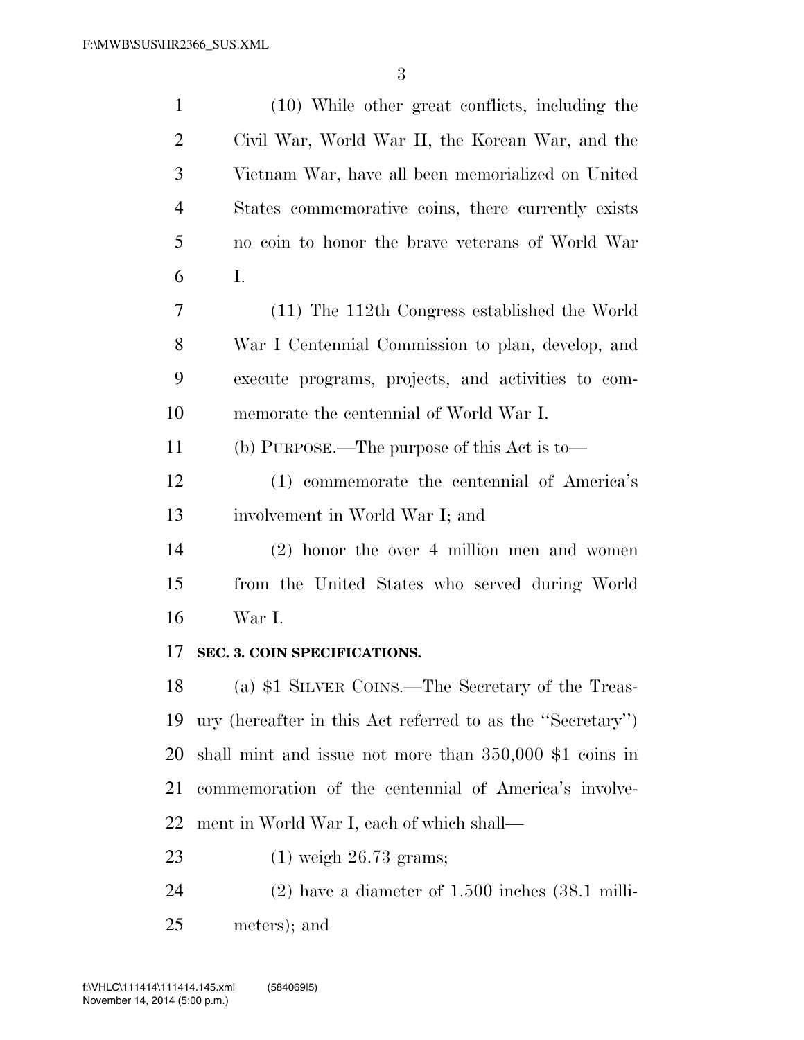(10) While other great conflicts, including the Civil War, World War II, the Korean War, and the Vietnam War, have all been memorialized on United States commemorative coins, there currently exists no coin to honor the brave veterans of World War I.

(11) The 112th Congress established the World War I Centennial Commission to plan, develop, and execute programs, projects, and activities to commemorate the centennial of World War I.

(b) PURPOSE.—The purpose of this Act is to—

(1) commemorate the centennial of America's involvement in World War I; and

(2) honor the over 4 million men and women from the United States who served during World War I.

**SEC. 3. COIN SPECIFICATIONS.**

(a) $1 SILVER COINS.—The Secretary of the Treasury (hereafter in this Act referred to as the ''Secretary'') shall mint and issue not more than 350,000 $1 coins in commemoration of the centennial of America's involvement in World War I, each of which shall—

(1) weigh 26.73 grams;

(2) have a diameter of 1.500 inches (38.1 millimeters); and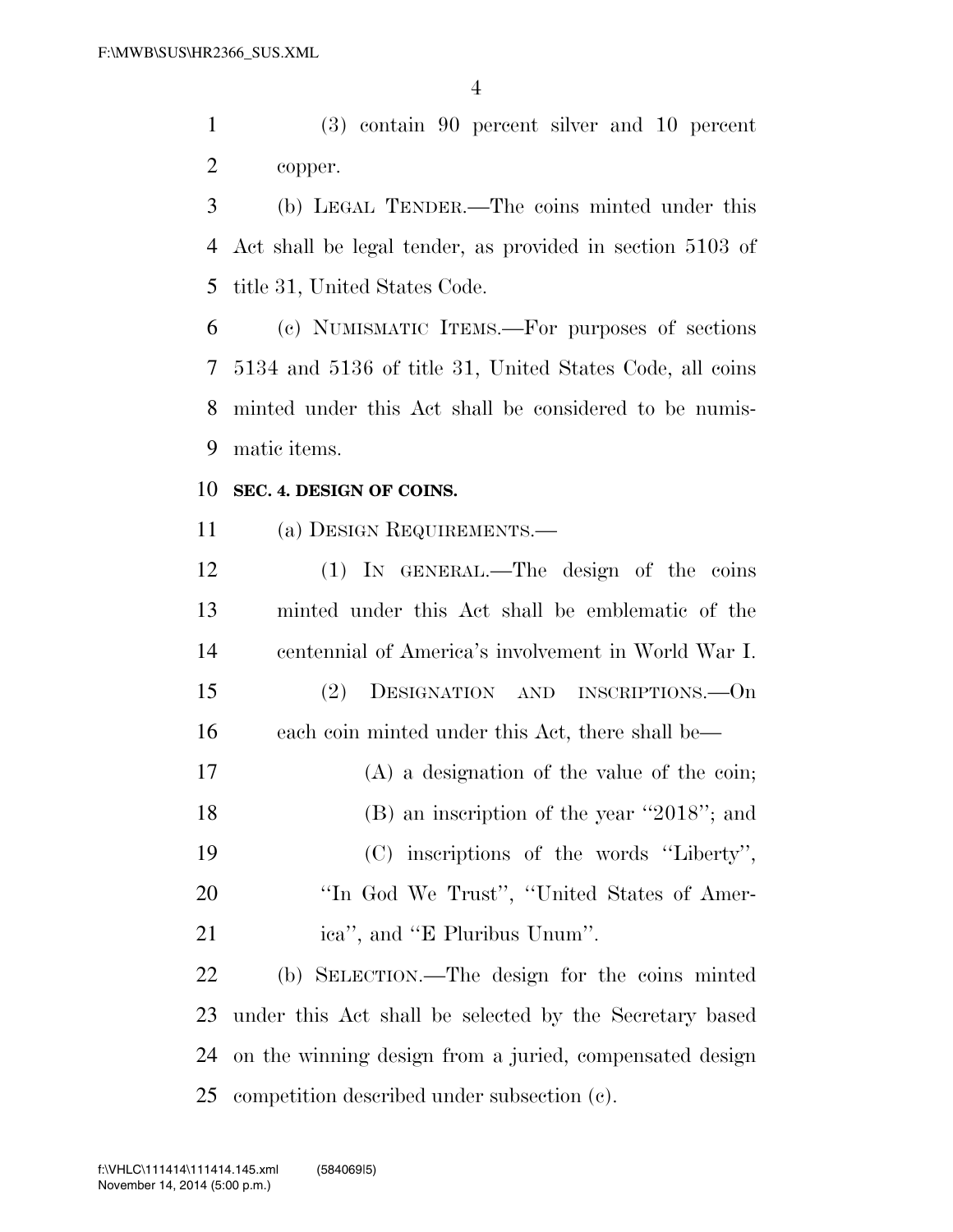(3) contain 90 percent silver and 10 percent copper.

(b) LEGAL TENDER.—The coins minted under this Act shall be legal tender, as provided in section 5103 of title 31, United States Code.

(c) NUMISMATIC ITEMS.—For purposes of sections 5134 and 5136 of title 31, United States Code, all coins minted under this Act shall be considered to be numismatic items.

**SEC. 4. DESIGN OF COINS.**

(a) DESIGN REQUIREMENTS.—

(1) IN GENERAL.—The design of the coins minted under this Act shall be emblematic of the centennial of America's involvement in World War I.

(2) DESIGNATION AND INSCRIPTIONS.—On each coin minted under this Act, there shall be—

(A) a designation of the value of the coin;

(B) an inscription of the year "2018"; and

(C) inscriptions of the words "Liberty", "In God We Trust", "United States of America", and "E Pluribus Unum".

(b) SELECTION.—The design for the coins minted under this Act shall be selected by the Secretary based on the winning design from a juried, compensated design competition described under subsection (c).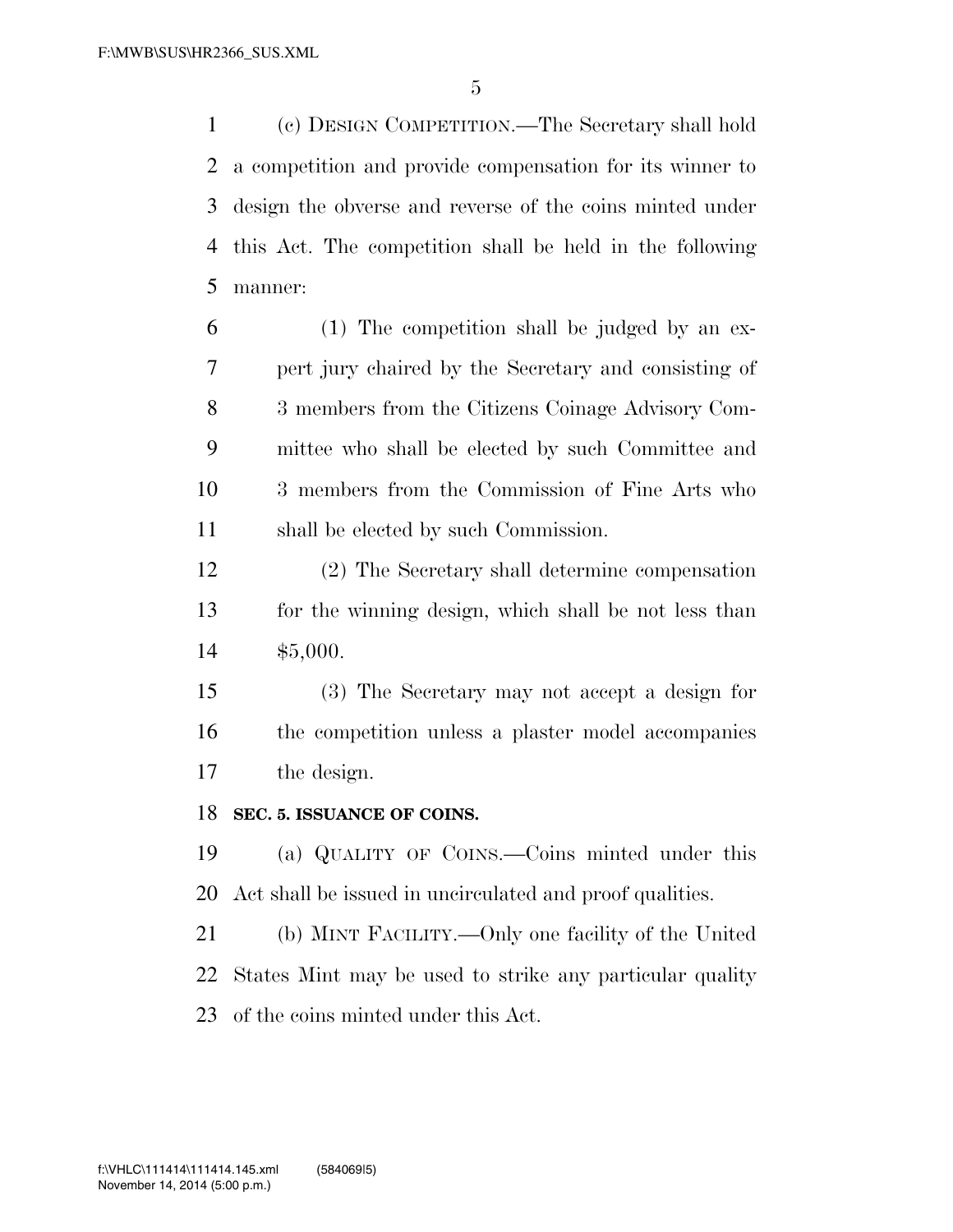(c) DESIGN COMPETITION.—The Secretary shall hold a competition and provide compensation for its winner to design the obverse and reverse of the coins minted under this Act. The competition shall be held in the following manner:

(1) The competition shall be judged by an expert jury chaired by the Secretary and consisting of 3 members from the Citizens Coinage Advisory Committee who shall be elected by such Committee and 3 members from the Commission of Fine Arts who shall be elected by such Commission.

(2) The Secretary shall determine compensation for the winning design, which shall be not less than $5,000.

(3) The Secretary may not accept a design for the competition unless a plaster model accompanies the design.

**SEC. 5. ISSUANCE OF COINS.**

(a) QUALITY OF COINS.—Coins minted under this Act shall be issued in uncirculated and proof qualities.

(b) MINT FACILITY.—Only one facility of the United States Mint may be used to strike any particular quality of the coins minted under this Act.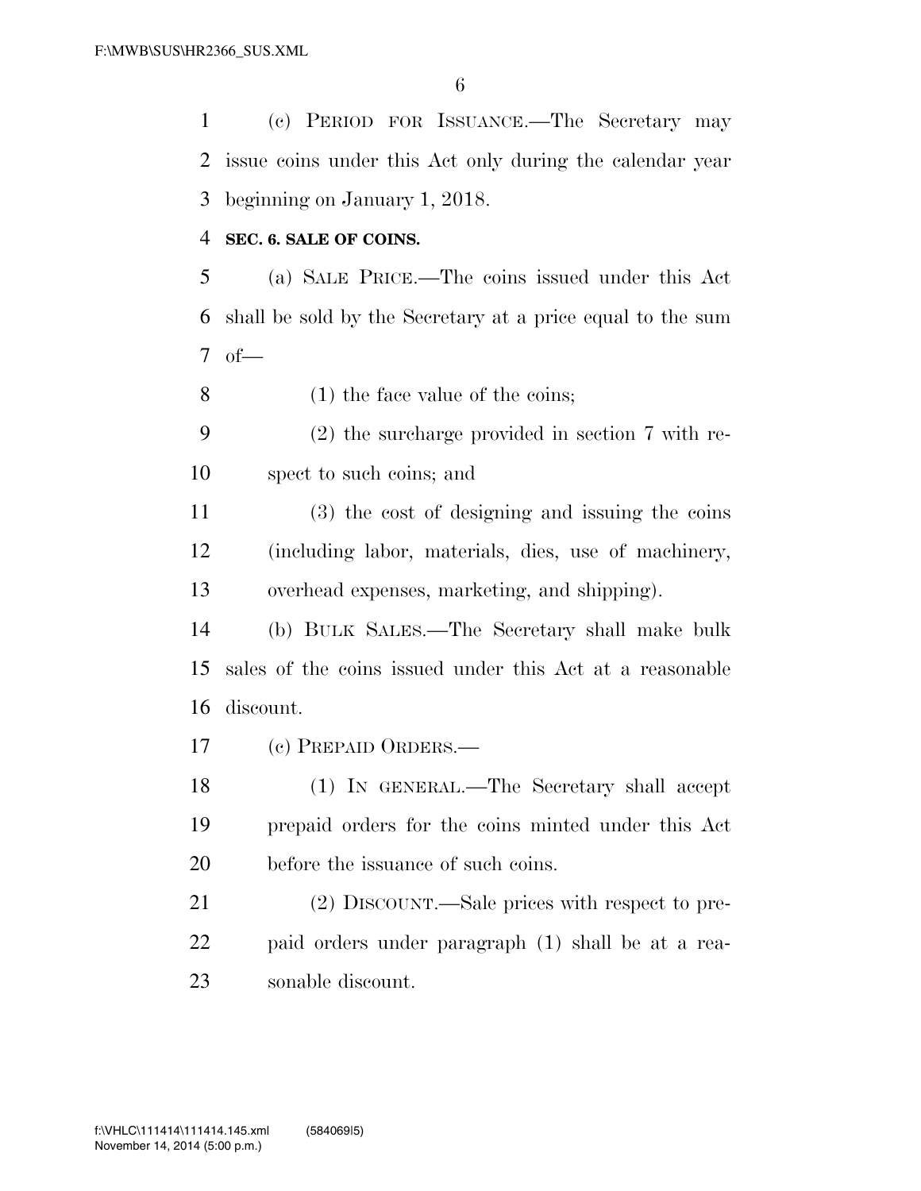(c) PERIOD FOR ISSUANCE.—The Secretary may issue coins under this Act only during the calendar year beginning on January 1, 2018.

**SEC. 6. SALE OF COINS.**

(a) SALE PRICE.—The coins issued under this Act shall be sold by the Secretary at a price equal to the sum of—

(1) the face value of the coins;

(2) the surcharge provided in section 7 with respect to such coins; and

(3) the cost of designing and issuing the coins (including labor, materials, dies, use of machinery, overhead expenses, marketing, and shipping).

(b) BULK SALES.—The Secretary shall make bulk sales of the coins issued under this Act at a reasonable discount.

(c) PREPAID ORDERS.—

(1) IN GENERAL.—The Secretary shall accept prepaid orders for the coins minted under this Act before the issuance of such coins.

(2) DISCOUNT.—Sale prices with respect to prepaid orders under paragraph (1) shall be at a reasonable discount.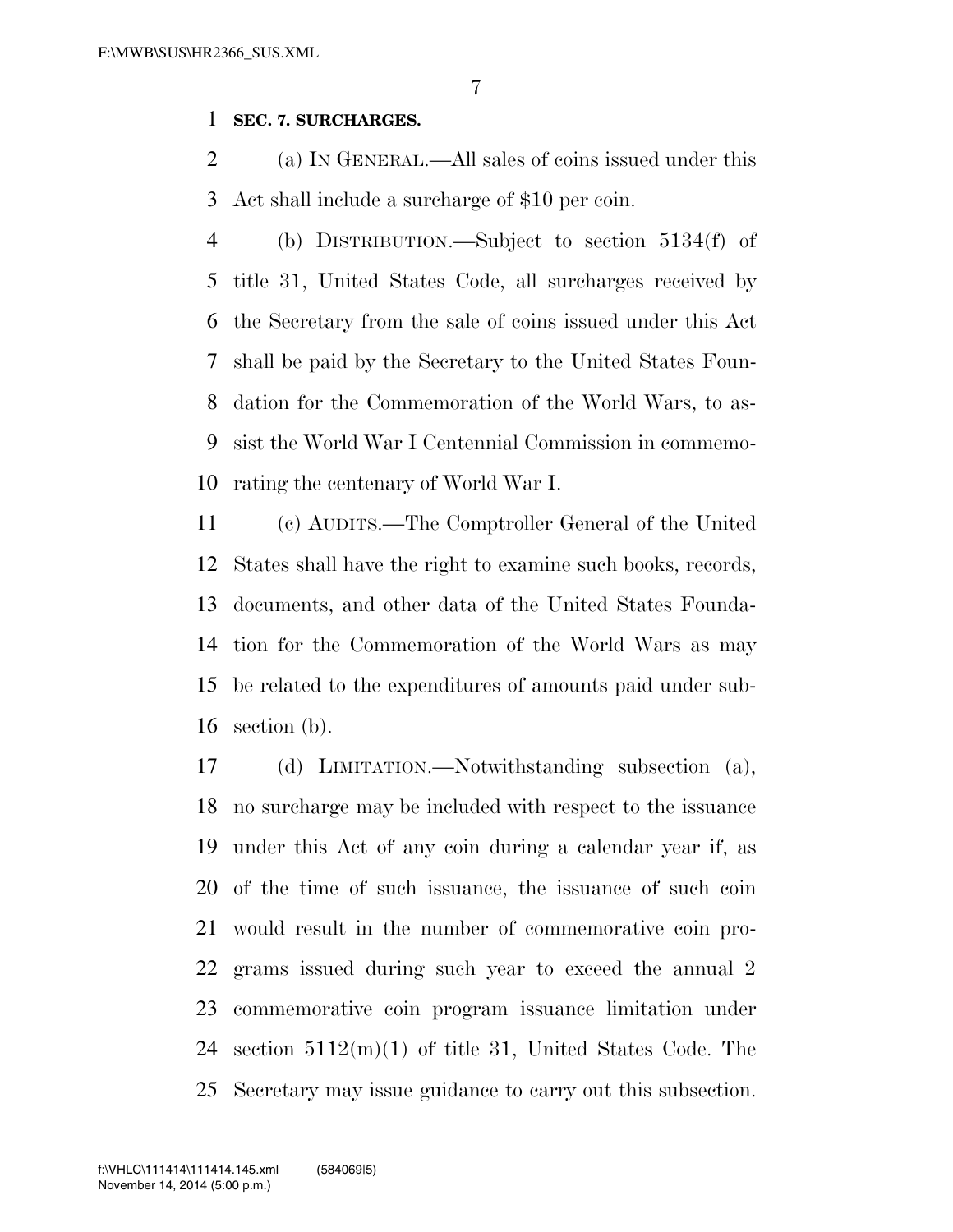**SEC. 7. SURCHARGES.**

(a) IN GENERAL.—All sales of coins issued under this Act shall include a surcharge of $10 per coin.

(b) DISTRIBUTION.—Subject to section 5134(f) of title 31, United States Code, all surcharges received by the Secretary from the sale of coins issued under this Act shall be paid by the Secretary to the United States Foundation for the Commemoration of the World Wars, to assist the World War I Centennial Commission in commemorating the centenary of World War I.

(c) AUDITS.—The Comptroller General of the United States shall have the right to examine such books, records, documents, and other data of the United States Foundation for the Commemoration of the World Wars as may be related to the expenditures of amounts paid under subsection (b).

(d) LIMITATION.—Notwithstanding subsection (a), no surcharge may be included with respect to the issuance under this Act of any coin during a calendar year if, as of the time of such issuance, the issuance of such coin would result in the number of commemorative coin programs issued during such year to exceed the annual 2 commemorative coin program issuance limitation under section 5112(m)(1) of title 31, United States Code. The Secretary may issue guidance to carry out this subsection.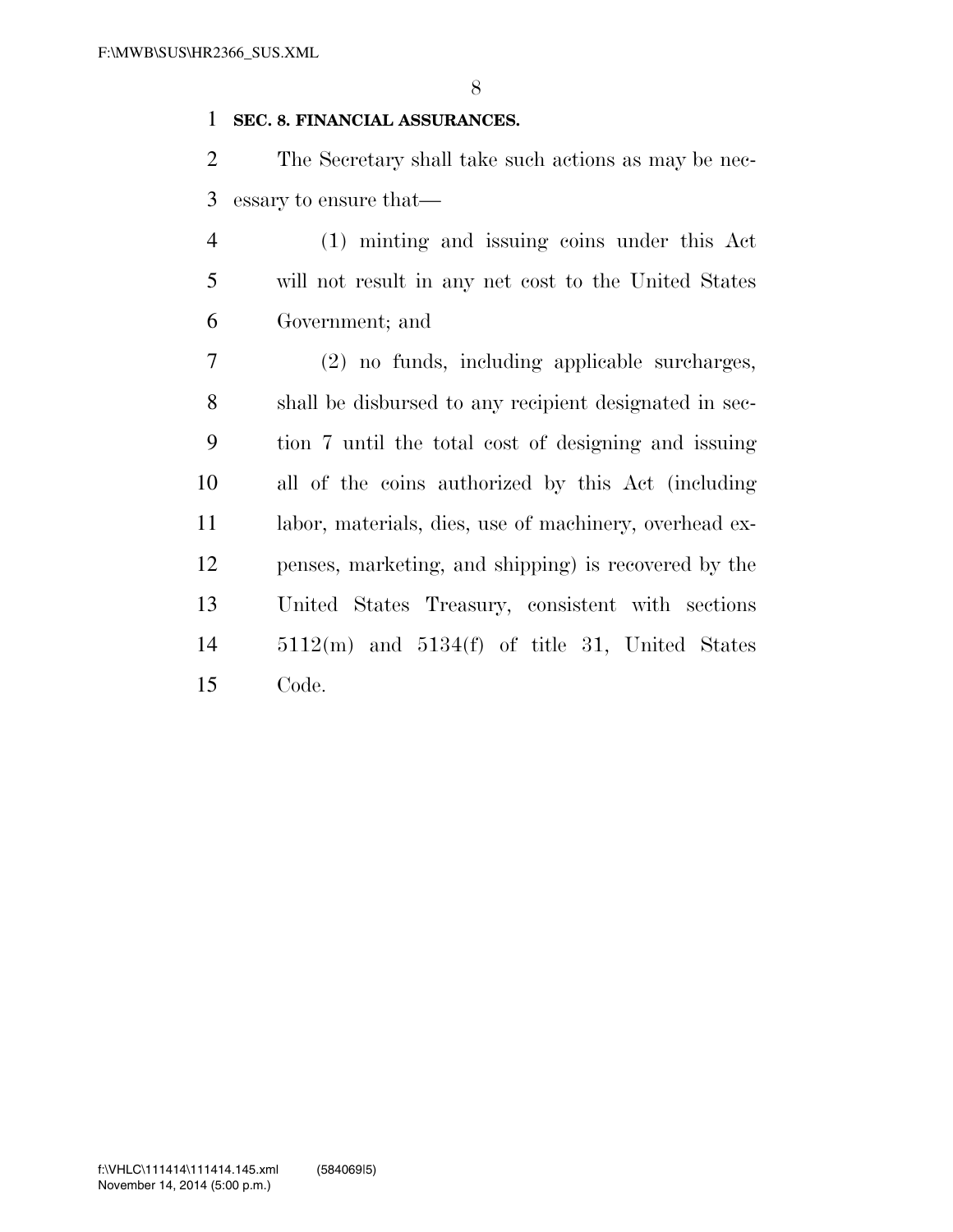**SEC. 8. FINANCIAL ASSURANCES.**

The Secretary shall take such actions as may be necessary to ensure that—

(1) minting and issuing coins under this Act will not result in any net cost to the United States Government; and

(2) no funds, including applicable surcharges, shall be disbursed to any recipient designated in section 7 until the total cost of designing and issuing all of the coins authorized by this Act (including labor, materials, dies, use of machinery, overhead expenses, marketing, and shipping) is recovered by the United States Treasury, consistent with sections 5112(m) and 5134(f) of title 31, United States Code.